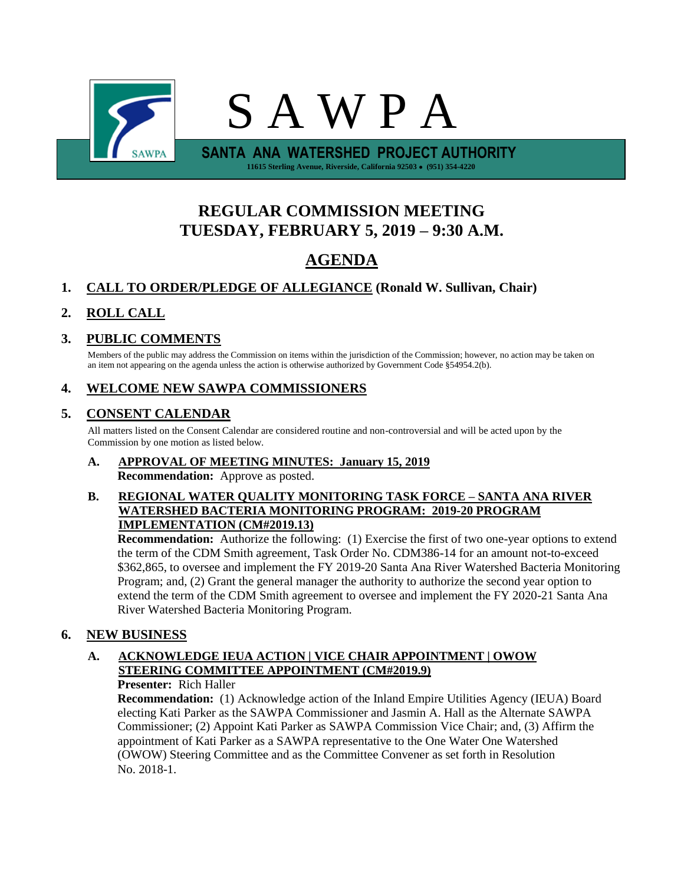# S A W P A

**SANTA ANA WATERSHED PROJECT AUTHORITY**

11615 Sterling Avenue, Riverside, California 92503 • (951) 354-4220

## REGULAR COMMISSION MEETING
## TUESDAY, FEBRUARY 5, 2019 – 9:30 A.M.

## AGENDA

### 1. CALL TO ORDER/PLEDGE OF ALLEGIANCE (Ronald W. Sullivan, Chair)

### 2. ROLL CALL

### 3. PUBLIC COMMENTS

Members of the public may address the Commission on items within the jurisdiction of the Commission; however, no action may be taken on an item not appearing on the agenda unless the action is otherwise authorized by Government Code §54954.2(b).

### 4. WELCOME NEW SAWPA COMMISSIONERS

### 5. CONSENT CALENDAR

All matters listed on the Consent Calendar are considered routine and non-controversial and will be acted upon by the Commission by one motion as listed below.

**A. APPROVAL OF MEETING MINUTES: January 15, 2019**
**Recommendation:** Approve as posted.

**B. REGIONAL WATER QUALITY MONITORING TASK FORCE – SANTA ANA RIVER WATERSHED BACTERIA MONITORING PROGRAM: 2019-20 PROGRAM IMPLEMENTATION (CM#2019.13)**
**Recommendation:** Authorize the following: (1) Exercise the first of two one-year options to extend the term of the CDM Smith agreement, Task Order No. CDM386-14 for an amount not-to-exceed \$362,865, to oversee and implement the FY 2019-20 Santa Ana River Watershed Bacteria Monitoring Program; and, (2) Grant the general manager the authority to authorize the second year option to extend the term of the CDM Smith agreement to oversee and implement the FY 2020-21 Santa Ana River Watershed Bacteria Monitoring Program.

### 6. NEW BUSINESS

**A. ACKNOWLEDGE IEUA ACTION | VICE CHAIR APPOINTMENT | OWOW STEERING COMMITTEE APPOINTMENT (CM#2019.9)**
**Presenter:** Rich Haller
**Recommendation:** (1) Acknowledge action of the Inland Empire Utilities Agency (IEUA) Board electing Kati Parker as the SAWPA Commissioner and Jasmin A. Hall as the Alternate SAWPA Commissioner; (2) Appoint Kati Parker as SAWPA Commission Vice Chair; and, (3) Affirm the appointment of Kati Parker as a SAWPA representative to the One Water One Watershed (OWOW) Steering Committee and as the Committee Convener as set forth in Resolution No. 2018-1.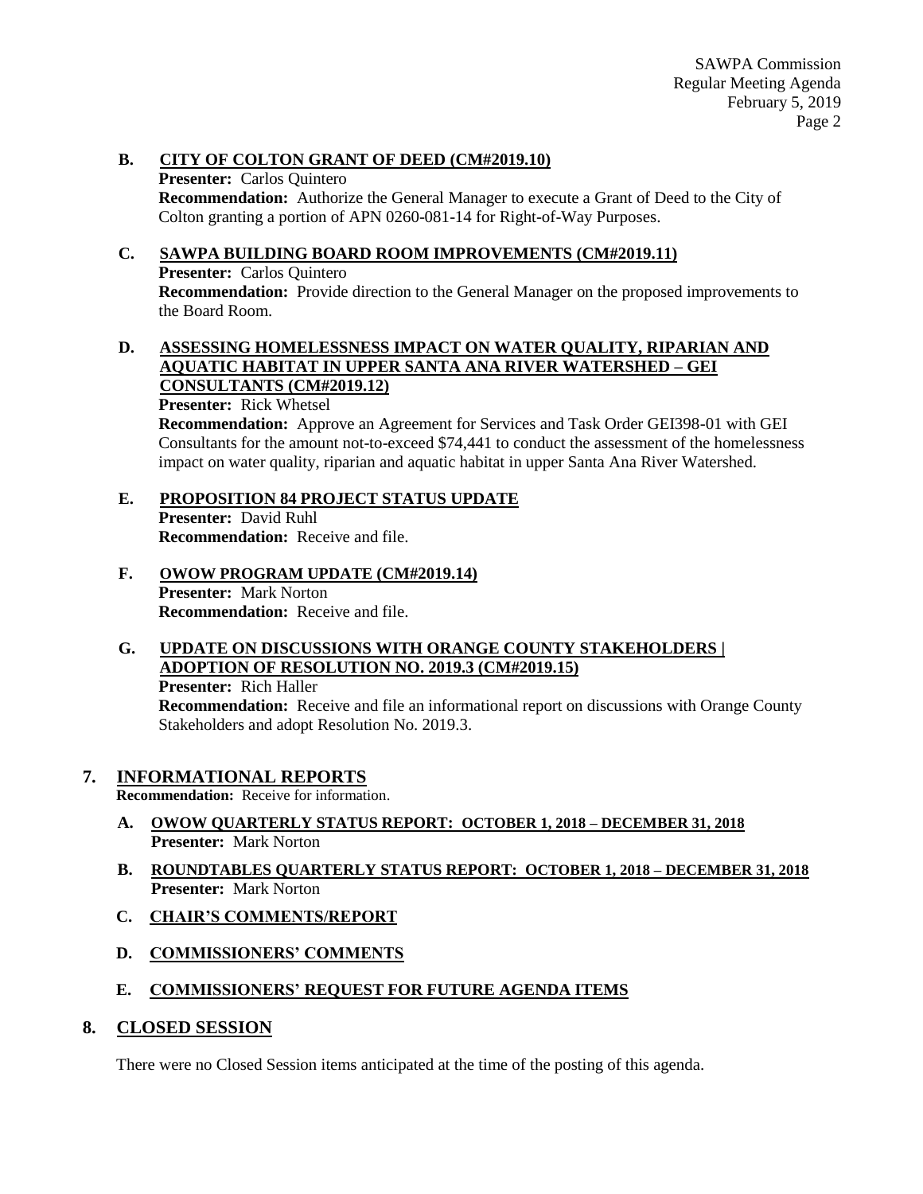**B. CITY OF COLTON GRANT OF DEED (CM#2019.10)**

**Presenter:** Carlos Quintero

**Recommendation:** Authorize the General Manager to execute a Grant of Deed to the City of Colton granting a portion of APN 0260-081-14 for Right-of-Way Purposes.

**C. SAWPA BUILDING BOARD ROOM IMPROVEMENTS (CM#2019.11)**

**Presenter:** Carlos Quintero

**Recommendation:** Provide direction to the General Manager on the proposed improvements to the Board Room.

**D. ASSESSING HOMELESSNESS IMPACT ON WATER QUALITY, RIPARIAN AND AQUATIC HABITAT IN UPPER SANTA ANA RIVER WATERSHED – GEI CONSULTANTS (CM#2019.12)**

**Presenter:** Rick Whetsel

**Recommendation:** Approve an Agreement for Services and Task Order GEI398-01 with GEI Consultants for the amount not-to-exceed $74,441 to conduct the assessment of the homelessness impact on water quality, riparian and aquatic habitat in upper Santa Ana River Watershed.

**E. PROPOSITION 84 PROJECT STATUS UPDATE**

**Presenter:** David Ruhl

**Recommendation:** Receive and file.

**F. OWOW PROGRAM UPDATE (CM#2019.14)**

**Presenter:** Mark Norton

**Recommendation:** Receive and file.

**G. UPDATE ON DISCUSSIONS WITH ORANGE COUNTY STAKEHOLDERS | ADOPTION OF RESOLUTION NO. 2019.3 (CM#2019.15)**

**Presenter:** Rich Haller

**Recommendation:** Receive and file an informational report on discussions with Orange County Stakeholders and adopt Resolution No. 2019.3.

## 7. INFORMATIONAL REPORTS

**Recommendation:** Receive for information.

**A. OWOW QUARTERLY STATUS REPORT: OCTOBER 1, 2018 – DECEMBER 31, 2018**

**Presenter:** Mark Norton

**B. ROUNDTABLES QUARTERLY STATUS REPORT: OCTOBER 1, 2018 – DECEMBER 31, 2018**

**Presenter:** Mark Norton

**C. CHAIR'S COMMENTS/REPORT**

**D. COMMISSIONERS' COMMENTS**

**E. COMMISSIONERS' REQUEST FOR FUTURE AGENDA ITEMS**

## 8. CLOSED SESSION

There were no Closed Session items anticipated at the time of the posting of this agenda.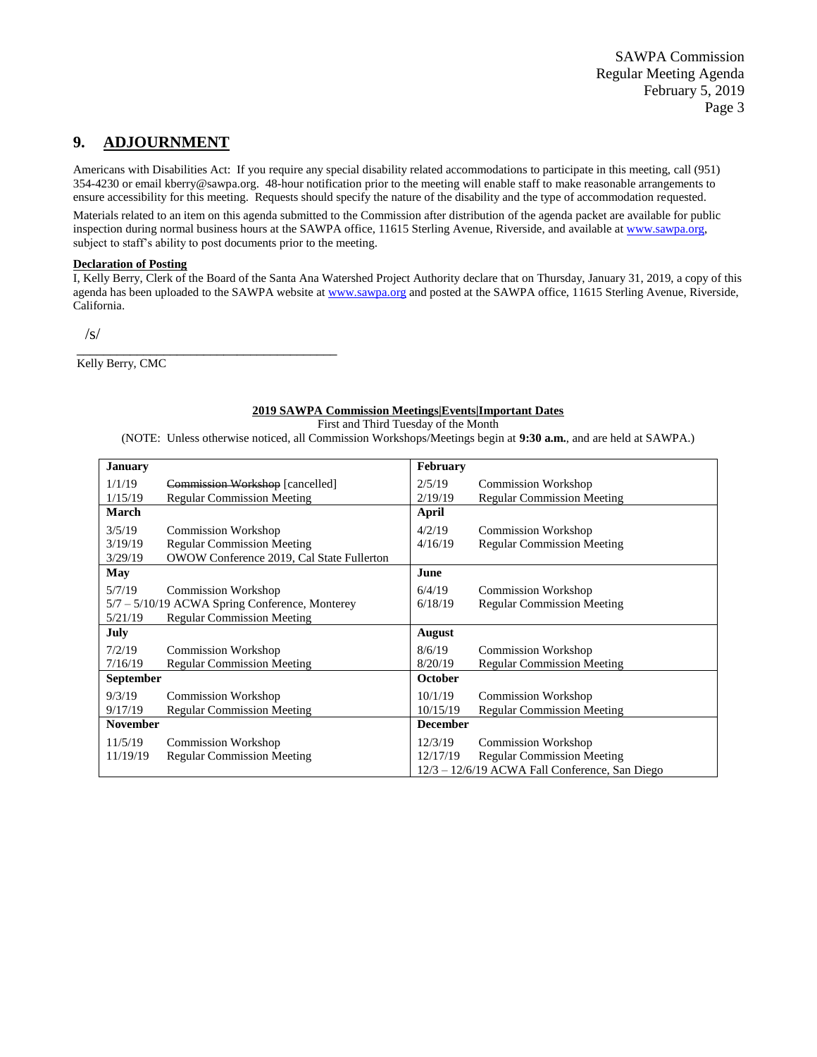## 9. ADJOURNMENT

Americans with Disabilities Act: If you require any special disability related accommodations to participate in this meeting, call (951) 354-4230 or email kberry@sawpa.org. 48-hour notification prior to the meeting will enable staff to make reasonable arrangements to ensure accessibility for this meeting. Requests should specify the nature of the disability and the type of accommodation requested.

Materials related to an item on this agenda submitted to the Commission after distribution of the agenda packet are available for public inspection during normal business hours at the SAWPA office, 11615 Sterling Avenue, Riverside, and available at www.sawpa.org, subject to staff's ability to post documents prior to the meeting.

**Declaration of Posting**

I, Kelly Berry, Clerk of the Board of the Santa Ana Watershed Project Authority declare that on Thursday, January 31, 2019, a copy of this agenda has been uploaded to the SAWPA website at www.sawpa.org and posted at the SAWPA office, 11615 Sterling Avenue, Riverside, California.

/s/

\_\_\_\_\_\_\_\_\_\_\_\_\_\_\_\_\_\_\_\_\_\_\_\_\_\_\_\_\_\_\_\_\_\_\_\_\_\_\_\_

Kelly Berry, CMC

**2019 SAWPA Commission Meetings|Events|Important Dates**

First and Third Tuesday of the Month

(NOTE: Unless otherwise noticed, all Commission Workshops/Meetings begin at **9:30 a.m.**, and are held at SAWPA.)

| **January** | | **February** | |
|---|---|---|---|
| 1/1/19 | ~~Commission Workshop~~ [cancelled] | 2/5/19 | Commission Workshop |
| 1/15/19 | Regular Commission Meeting | 2/19/19 | Regular Commission Meeting |
| **March** | | **April** | |
| 3/5/19 | Commission Workshop | 4/2/19 | Commission Workshop |
| 3/19/19 | Regular Commission Meeting | 4/16/19 | Regular Commission Meeting |
| 3/29/19 | OWOW Conference 2019, Cal State Fullerton | | |
| **May** | | **June** | |
| 5/7/19 | Commission Workshop | 6/4/19 | Commission Workshop |
| 5/7 – 5/10/19 | ACWA Spring Conference, Monterey | 6/18/19 | Regular Commission Meeting |
| 5/21/19 | Regular Commission Meeting | | |
| **July** | | **August** | |
| 7/2/19 | Commission Workshop | 8/6/19 | Commission Workshop |
| 7/16/19 | Regular Commission Meeting | 8/20/19 | Regular Commission Meeting |
| **September** | | **October** | |
| 9/3/19 | Commission Workshop | 10/1/19 | Commission Workshop |
| 9/17/19 | Regular Commission Meeting | 10/15/19 | Regular Commission Meeting |
| **November** | | **December** | |
| 11/5/19 | Commission Workshop | 12/3/19 | Commission Workshop |
| 11/19/19 | Regular Commission Meeting | 12/17/19 | Regular Commission Meeting |
| | | 12/3 – 12/6/19 | ACWA Fall Conference, San Diego |